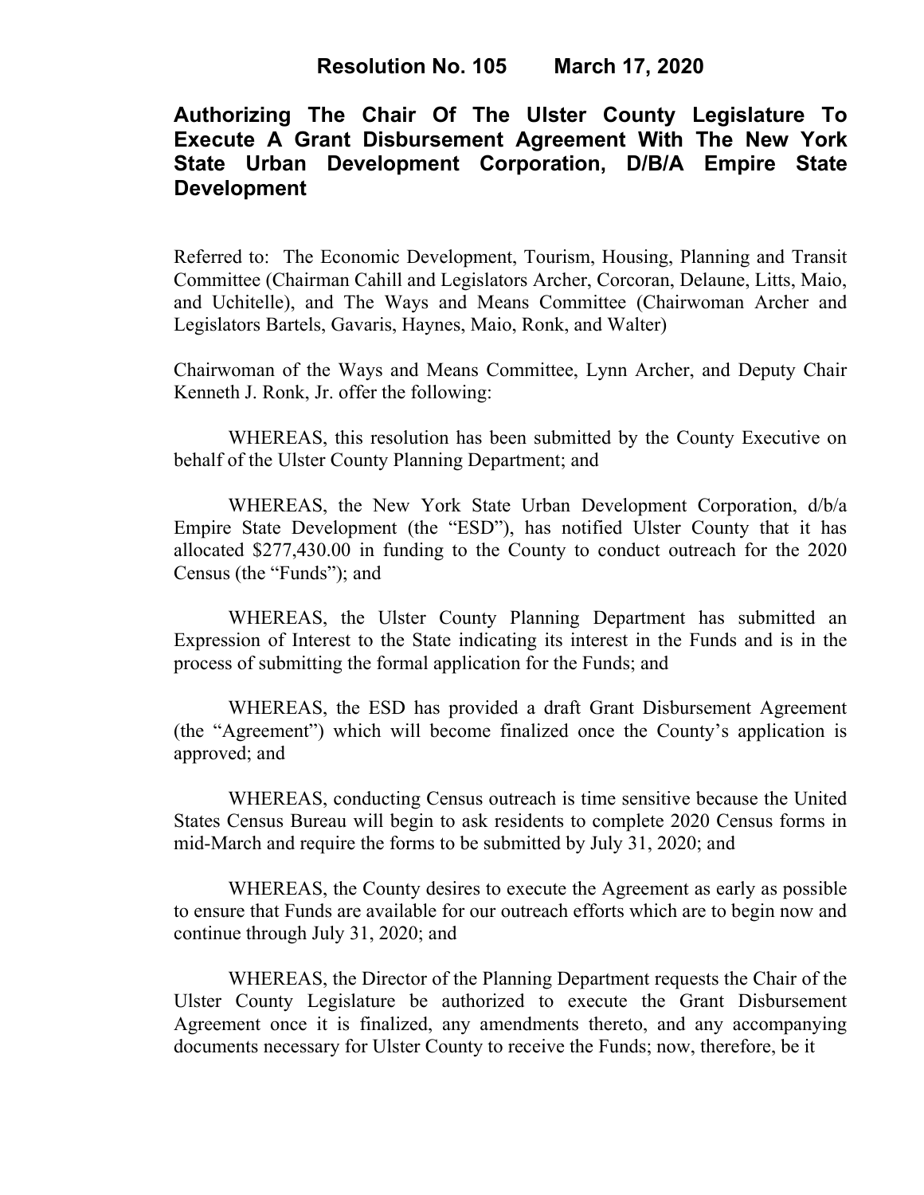# Resolution No. 105 March 17, 2020

## Authorizing The Chair Of The Ulster County Legislature To Execute A Grant Disbursement Agreement With The New York State Urban Development Corporation, D/B/A Empire State Development

Referred to: The Economic Development, Tourism, Housing, Planning and Transit Committee (Chairman Cahill and Legislators Archer, Corcoran, Delaune, Litts, Maio, and Uchitelle), and The Ways and Means Committee (Chairwoman Archer and Legislators Bartels, Gavaris, Haynes, Maio, Ronk, and Walter)

Chairwoman of the Ways and Means Committee, Lynn Archer, and Deputy Chair Kenneth J. Ronk, Jr. offer the following:

WHEREAS, this resolution has been submitted by the County Executive on behalf of the Ulster County Planning Department; and

WHEREAS, the New York State Urban Development Corporation, d/b/a Empire State Development (the "ESD"), has notified Ulster County that it has allocated $277,430.00 in funding to the County to conduct outreach for the 2020 Census (the "Funds"); and

WHEREAS, the Ulster County Planning Department has submitted an Expression of Interest to the State indicating its interest in the Funds and is in the process of submitting the formal application for the Funds; and

WHEREAS, the ESD has provided a draft Grant Disbursement Agreement (the "Agreement") which will become finalized once the County's application is approved; and

WHEREAS, conducting Census outreach is time sensitive because the United States Census Bureau will begin to ask residents to complete 2020 Census forms in mid-March and require the forms to be submitted by July 31, 2020; and

WHEREAS, the County desires to execute the Agreement as early as possible to ensure that Funds are available for our outreach efforts which are to begin now and continue through July 31, 2020; and

WHEREAS, the Director of the Planning Department requests the Chair of the Ulster County Legislature be authorized to execute the Grant Disbursement Agreement once it is finalized, any amendments thereto, and any accompanying documents necessary for Ulster County to receive the Funds; now, therefore, be it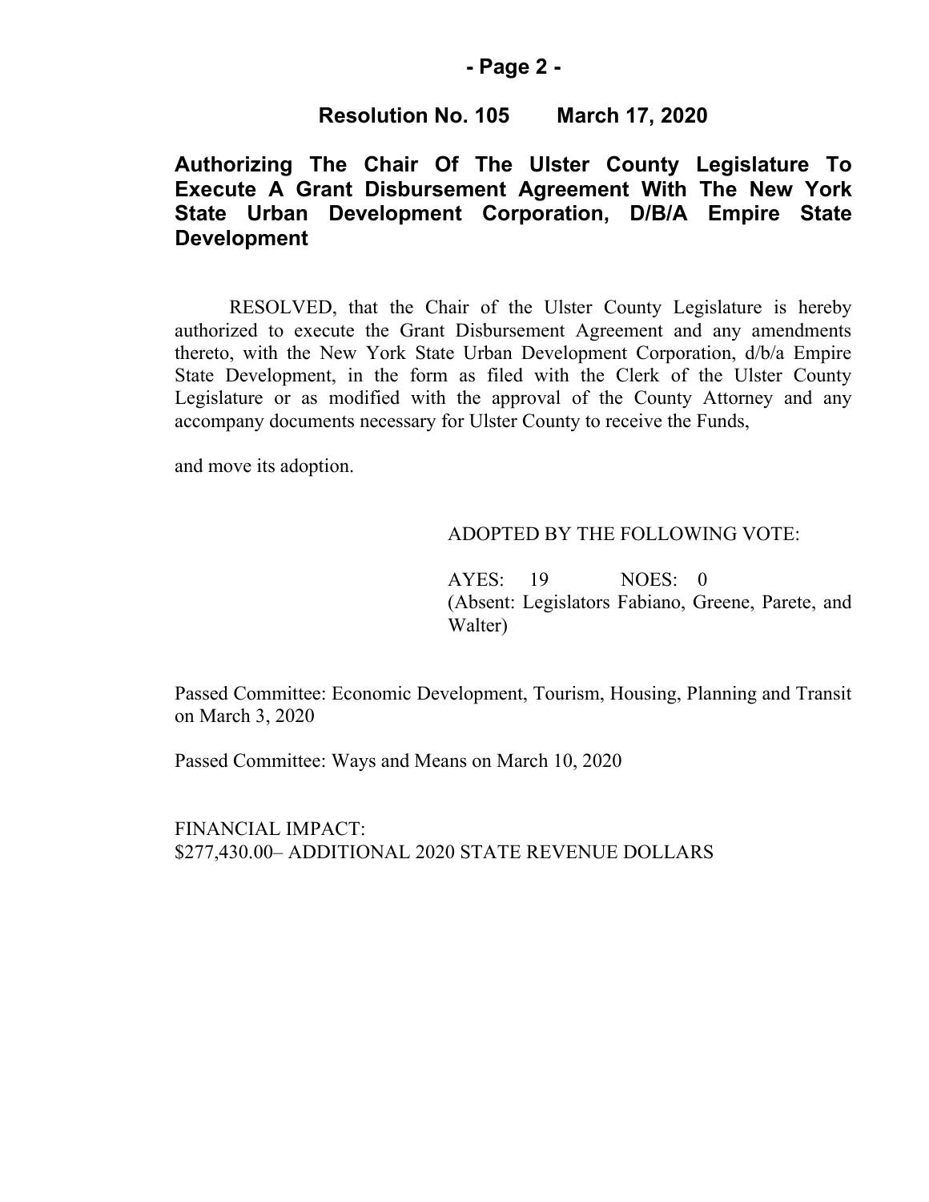**Resolution No. 105 March 17, 2020**

## Authorizing The Chair Of The Ulster County Legislature To Execute A Grant Disbursement Agreement With The New York State Urban Development Corporation, D/B/A Empire State Development

RESOLVED, that the Chair of the Ulster County Legislature is hereby authorized to execute the Grant Disbursement Agreement and any amendments thereto, with the New York State Urban Development Corporation, d/b/a Empire State Development, in the form as filed with the Clerk of the Ulster County Legislature or as modified with the approval of the County Attorney and any accompany documents necessary for Ulster County to receive the Funds,

and move its adoption.

ADOPTED BY THE FOLLOWING VOTE:

AYES: 19 NOES: 0
(Absent: Legislators Fabiano, Greene, Parete, and Walter)

Passed Committee: Economic Development, Tourism, Housing, Planning and Transit on March 3, 2020

Passed Committee: Ways and Means on March 10, 2020

FINANCIAL IMPACT:
$277,430.00– ADDITIONAL 2020 STATE REVENUE DOLLARS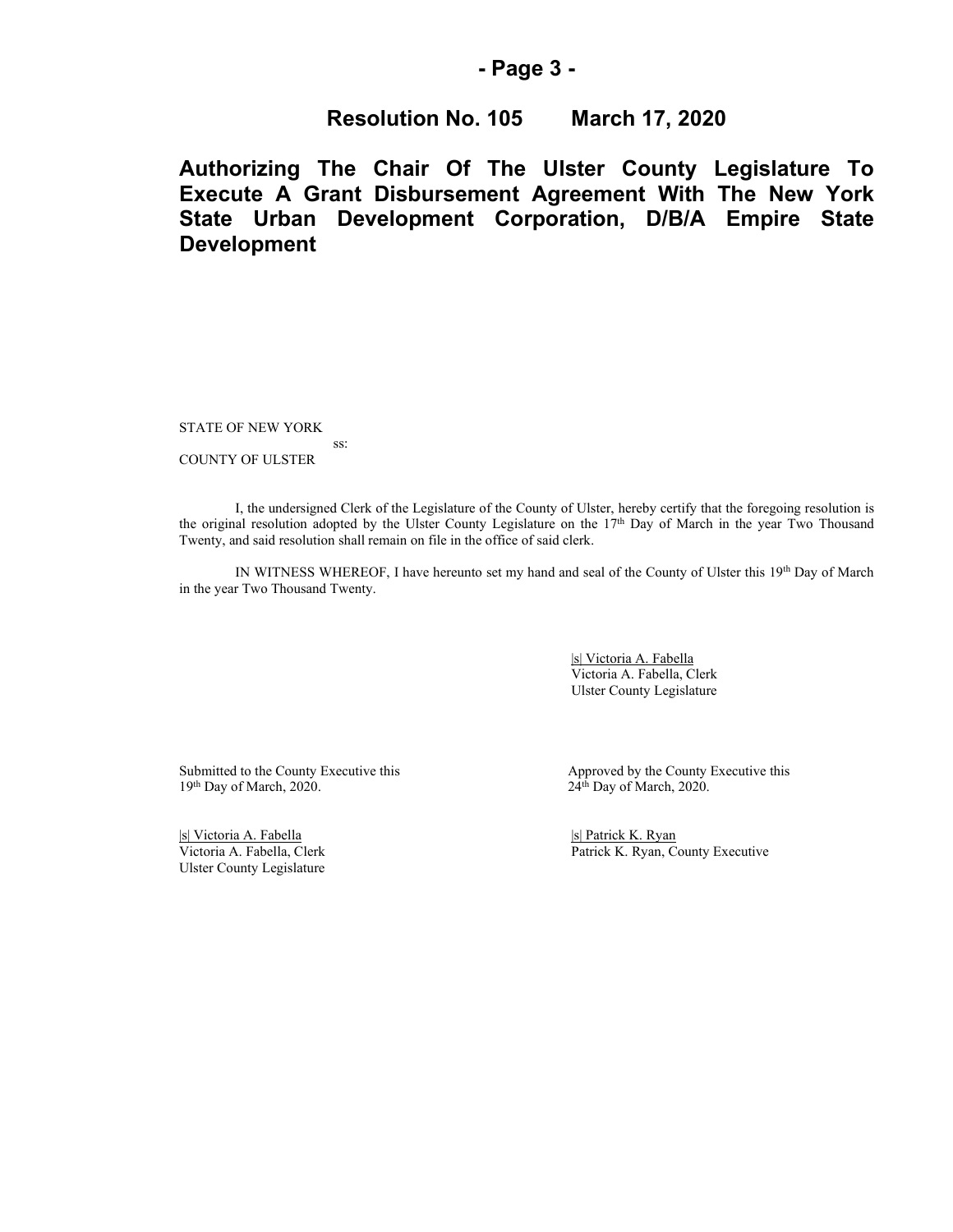**Resolution No. 105 March 17, 2020**

## Authorizing The Chair Of The Ulster County Legislature To Execute A Grant Disbursement Agreement With The New York State Urban Development Corporation, D/B/A Empire State Development

STATE OF NEW YORK
ss:
COUNTY OF ULSTER

I, the undersigned Clerk of the Legislature of the County of Ulster, hereby certify that the foregoing resolution is the original resolution adopted by the Ulster County Legislature on the 17th Day of March in the year Two Thousand Twenty, and said resolution shall remain on file in the office of said clerk.

IN WITNESS WHEREOF, I have hereunto set my hand and seal of the County of Ulster this 19th Day of March in the year Two Thousand Twenty.

|s| Victoria A. Fabella
Victoria A. Fabella, Clerk
Ulster County Legislature

Submitted to the County Executive this 19th Day of March, 2020.

|s| Victoria A. Fabella
Victoria A. Fabella, Clerk
Ulster County Legislature

Approved by the County Executive this 24th Day of March, 2020.

|s| Patrick K. Ryan
Patrick K. Ryan, County Executive